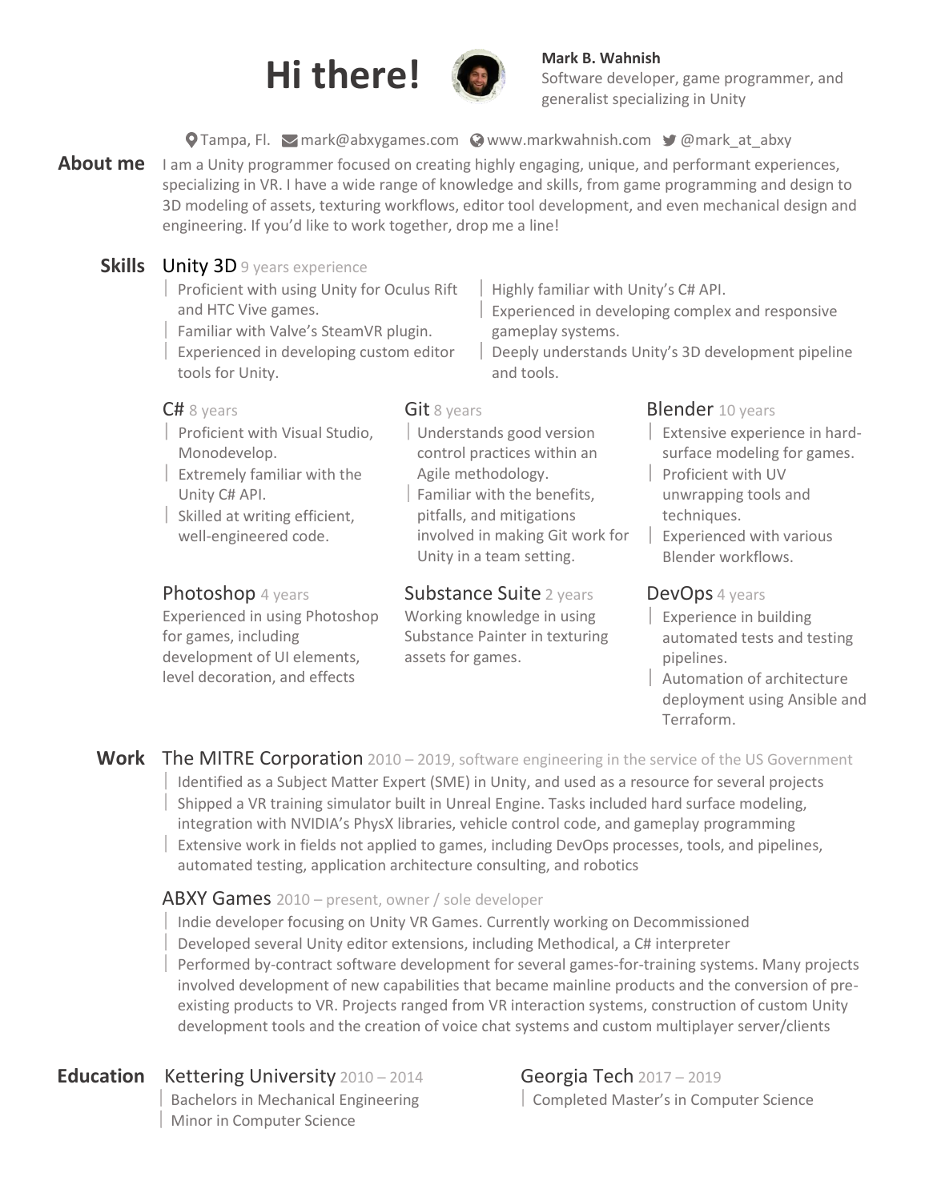# Hi there!

**Mark B. Wahnish**
Software developer, game programmer, and generalist specializing in Unity

Tampa, Fl. | mark@abxygames.com | www.markwahnish.com | @mark_at_abxy

## About me

I am a Unity programmer focused on creating highly engaging, unique, and performant experiences, specializing in VR. I have a wide range of knowledge and skills, from game programming and design to 3D modeling of assets, texturing workflows, editor tool development, and even mechanical design and engineering. If you'd like to work together, drop me a line!

## Skills

### Unity 3D 9 years experience

- Proficient with using Unity for Oculus Rift and HTC Vive games.
- Familiar with Valve's SteamVR plugin.
- Experienced in developing custom editor tools for Unity.
- Highly familiar with Unity's C# API.
- Experienced in developing complex and responsive gameplay systems.
- Deeply understands Unity's 3D development pipeline and tools.

### C# 8 years

- Proficient with Visual Studio, Monodevelop.
- Extremely familiar with the Unity C# API.
- Skilled at writing efficient, well-engineered code.

### Git 8 years

- Understands good version control practices within an Agile methodology.
- Familiar with the benefits, pitfalls, and mitigations involved in making Git work for Unity in a team setting.

### Blender 10 years

- Extensive experience in hard-surface modeling for games.
- Proficient with UV unwrapping tools and techniques.
- Experienced with various Blender workflows.

### Photoshop 4 years

Experienced in using Photoshop for games, including development of UI elements, level decoration, and effects

### Substance Suite 2 years

Working knowledge in using Substance Painter in texturing assets for games.

### DevOps 4 years

- Experience in building automated tests and testing pipelines.
- Automation of architecture deployment using Ansible and Terraform.

## Work

### The MITRE Corporation 2010 – 2019, software engineering in the service of the US Government

- Identified as a Subject Matter Expert (SME) in Unity, and used as a resource for several projects
- Shipped a VR training simulator built in Unreal Engine. Tasks included hard surface modeling, integration with NVIDIA's PhysX libraries, vehicle control code, and gameplay programming
- Extensive work in fields not applied to games, including DevOps processes, tools, and pipelines, automated testing, application architecture consulting, and robotics

### ABXY Games 2010 – present, owner / sole developer

- Indie developer focusing on Unity VR Games. Currently working on Decommissioned
- Developed several Unity editor extensions, including Methodical, a C# interpreter
- Performed by-contract software development for several games-for-training systems. Many projects involved development of new capabilities that became mainline products and the conversion of pre-existing products to VR. Projects ranged from VR interaction systems, construction of custom Unity development tools and the creation of voice chat systems and custom multiplayer server/clients

## Education

### Kettering University 2010 – 2014

- Bachelors in Mechanical Engineering
- Minor in Computer Science

### Georgia Tech 2017 – 2019

- Completed Master's in Computer Science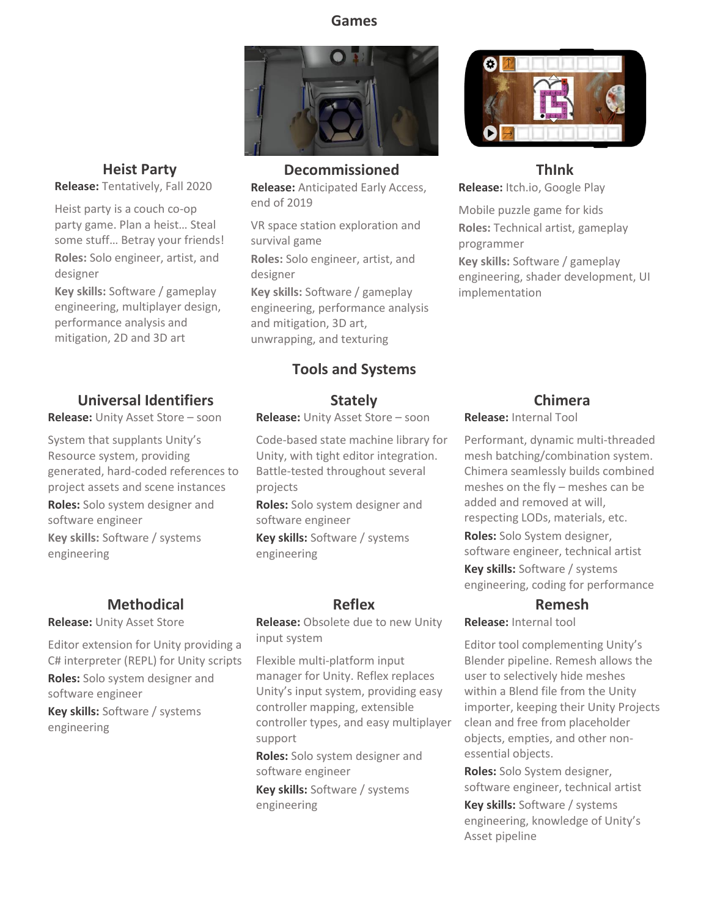# Games

## Heist Party

**Release:** Tentatively, Fall 2020

Heist party is a couch co-op party game. Plan a heist… Steal some stuff… Betray your friends!

**Roles:** Solo engineer, artist, and designer

**Key skills:** Software / gameplay engineering, multiplayer design, performance analysis and mitigation, 2D and 3D art

## Decommissioned

**Release:** Anticipated Early Access, end of 2019

VR space station exploration and survival game

**Roles:** Solo engineer, artist, and designer

**Key skills:** Software / gameplay engineering, performance analysis and mitigation, 3D art, unwrapping, and texturing

## ThInk

**Release:** Itch.io, Google Play

Mobile puzzle game for kids

**Roles:** Technical artist, gameplay programmer

**Key skills:** Software / gameplay engineering, shader development, UI implementation

# Tools and Systems

## Universal Identifiers

**Release:** Unity Asset Store – soon

System that supplants Unity's Resource system, providing generated, hard-coded references to project assets and scene instances

**Roles:** Solo system designer and software engineer

**Key skills:** Software / systems engineering

## Stately

**Release:** Unity Asset Store – soon

Code-based state machine library for Unity, with tight editor integration. Battle-tested throughout several projects

**Roles:** Solo system designer and software engineer

**Key skills:** Software / systems engineering

## Chimera

**Release:** Internal Tool

Performant, dynamic multi-threaded mesh batching/combination system. Chimera seamlessly builds combined meshes on the fly – meshes can be added and removed at will, respecting LODs, materials, etc.

**Roles:** Solo System designer, software engineer, technical artist

**Key skills:** Software / systems engineering, coding for performance

## Methodical

**Release:** Unity Asset Store

Editor extension for Unity providing a C# interpreter (REPL) for Unity scripts

**Roles:** Solo system designer and software engineer

**Key skills:** Software / systems engineering

## Reflex

**Release:** Obsolete due to new Unity input system

Flexible multi-platform input manager for Unity. Reflex replaces Unity's input system, providing easy controller mapping, extensible controller types, and easy multiplayer support

**Roles:** Solo system designer and software engineer

**Key skills:** Software / systems engineering

## Remesh

**Release:** Internal tool

Editor tool complementing Unity's Blender pipeline. Remesh allows the user to selectively hide meshes within a Blend file from the Unity importer, keeping their Unity Projects clean and free from placeholder objects, empties, and other non-essential objects.

**Roles:** Solo System designer, software engineer, technical artist

**Key skills:** Software / systems engineering, knowledge of Unity's Asset pipeline